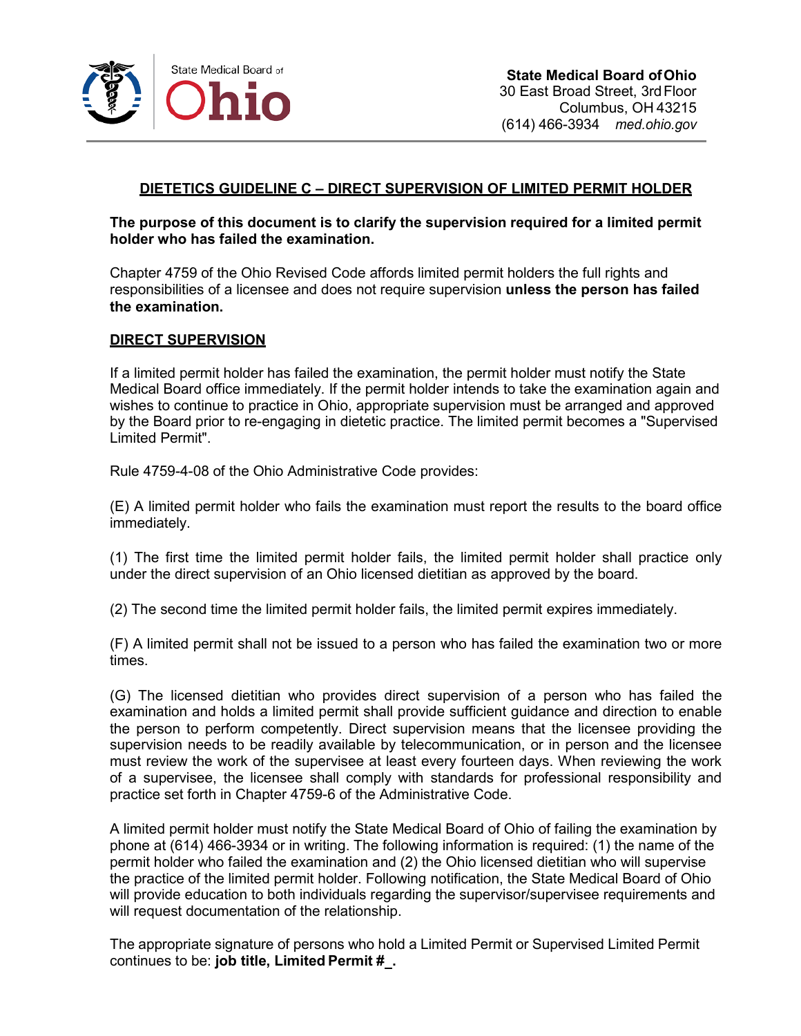State Medical Board of Ohio

**State Medical Board of Ohio**
30 East Broad Street, 3rd Floor
Columbus, OH 43215
(614) 466-3934 *med.ohio.gov*

## DIETETICS GUIDELINE C – DIRECT SUPERVISION OF LIMITED PERMIT HOLDER

**The purpose of this document is to clarify the supervision required for a limited permit holder who has failed the examination.**

Chapter 4759 of the Ohio Revised Code affords limited permit holders the full rights and responsibilities of a licensee and does not require supervision **unless the person has failed the examination.**

### DIRECT SUPERVISION

If a limited permit holder has failed the examination, the permit holder must notify the State Medical Board office immediately. If the permit holder intends to take the examination again and wishes to continue to practice in Ohio, appropriate supervision must be arranged and approved by the Board prior to re-engaging in dietetic practice. The limited permit becomes a "Supervised Limited Permit".

Rule 4759-4-08 of the Ohio Administrative Code provides:

(E) A limited permit holder who fails the examination must report the results to the board office immediately.

(1) The first time the limited permit holder fails, the limited permit holder shall practice only under the direct supervision of an Ohio licensed dietitian as approved by the board.

(2) The second time the limited permit holder fails, the limited permit expires immediately.

(F) A limited permit shall not be issued to a person who has failed the examination two or more times.

(G) The licensed dietitian who provides direct supervision of a person who has failed the examination and holds a limited permit shall provide sufficient guidance and direction to enable the person to perform competently. Direct supervision means that the licensee providing the supervision needs to be readily available by telecommunication, or in person and the licensee must review the work of the supervisee at least every fourteen days. When reviewing the work of a supervisee, the licensee shall comply with standards for professional responsibility and practice set forth in Chapter 4759-6 of the Administrative Code.

A limited permit holder must notify the State Medical Board of Ohio of failing the examination by phone at (614) 466-3934 or in writing. The following information is required: (1) the name of the permit holder who failed the examination and (2) the Ohio licensed dietitian who will supervise the practice of the limited permit holder. Following notification, the State Medical Board of Ohio will provide education to both individuals regarding the supervisor/supervisee requirements and will request documentation of the relationship.

The appropriate signature of persons who hold a Limited Permit or Supervised Limited Permit continues to be: **job title, Limited Permit #_.**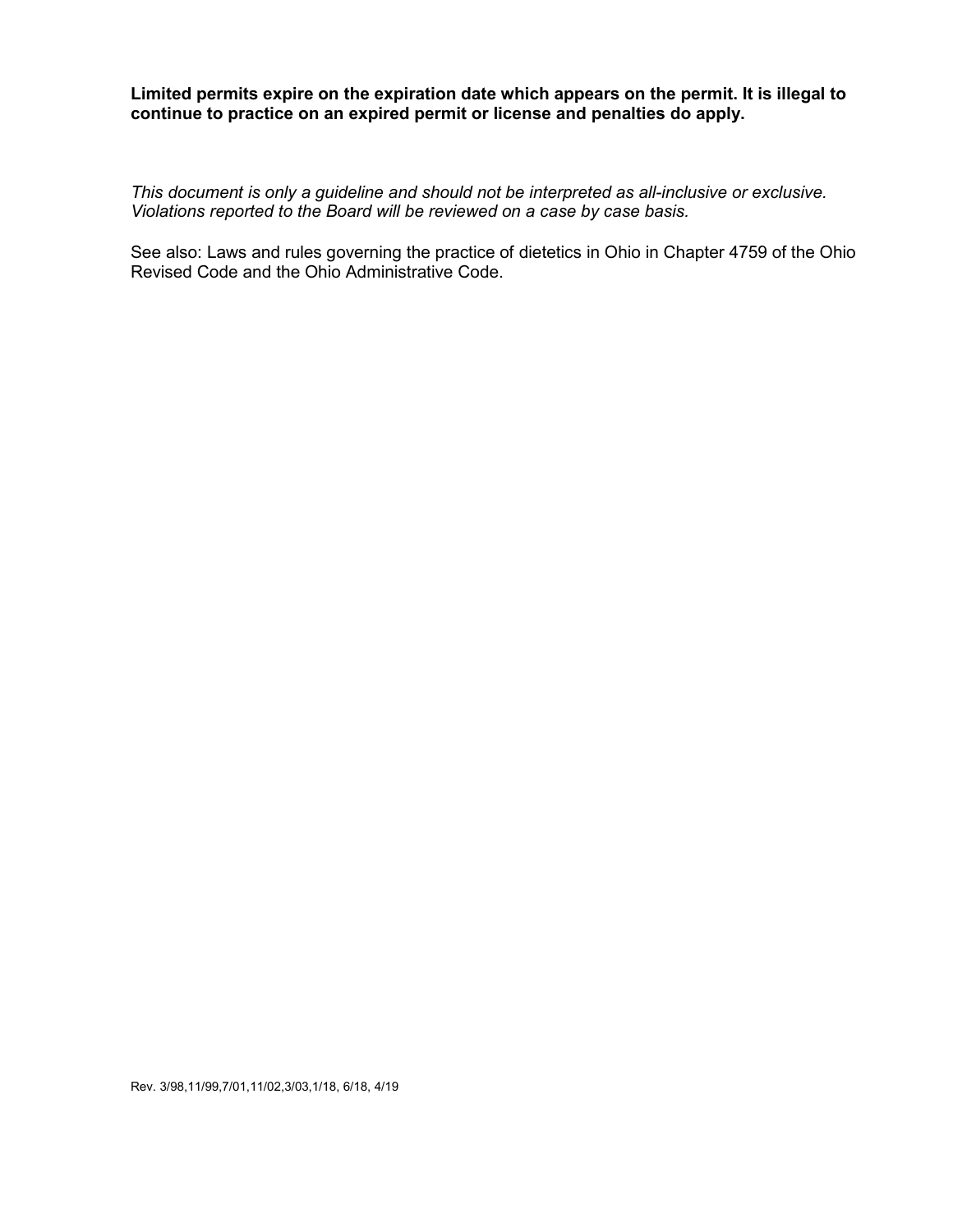**Limited permits expire on the expiration date which appears on the permit. It is illegal to continue to practice on an expired permit or license and penalties do apply.**

*This document is only a guideline and should not be interpreted as all-inclusive or exclusive. Violations reported to the Board will be reviewed on a case by case basis.*

See also: Laws and rules governing the practice of dietetics in Ohio in Chapter 4759 of the Ohio Revised Code and the Ohio Administrative Code.

Rev. 3/98,11/99,7/01,11/02,3/03,1/18, 6/18, 4/19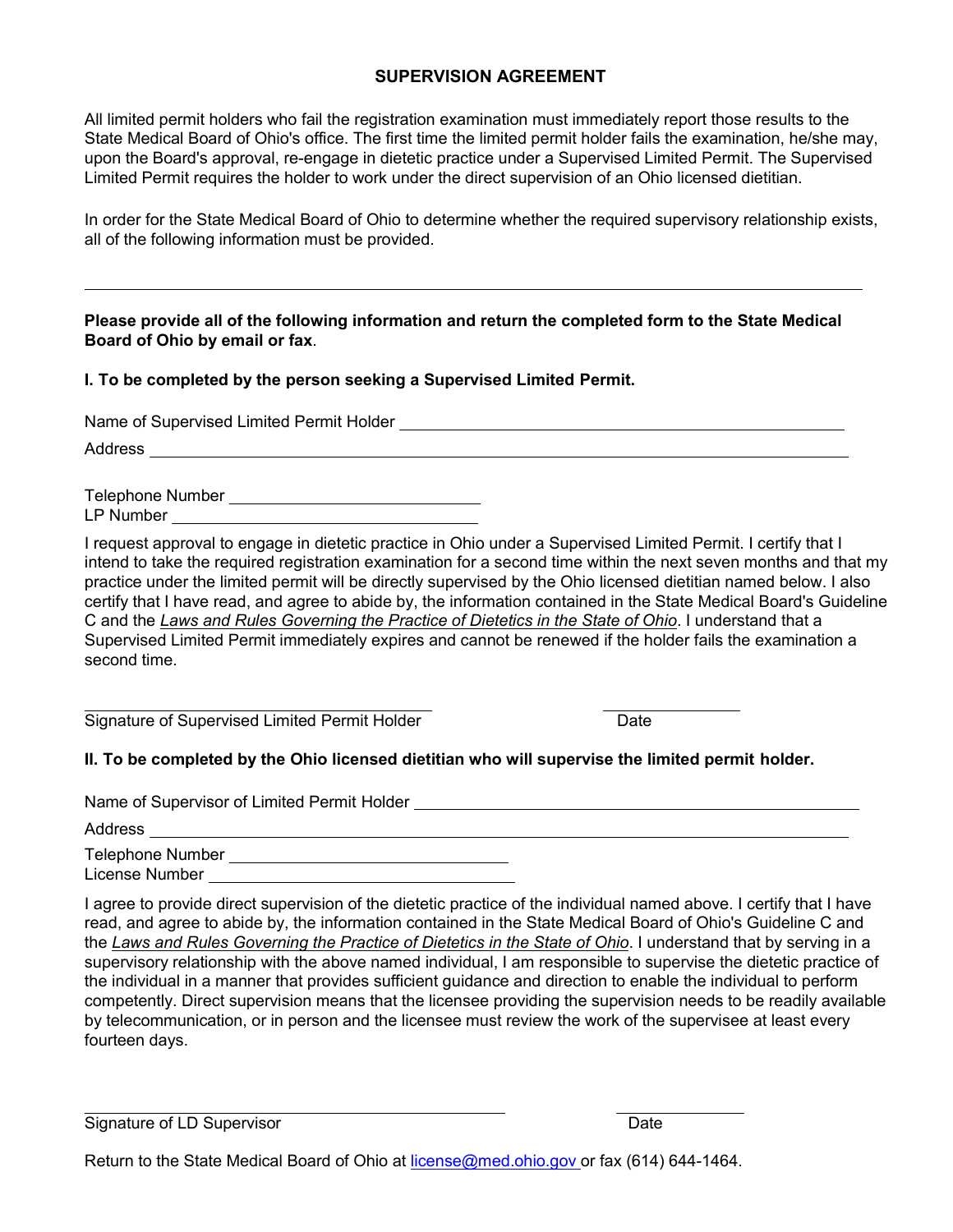# SUPERVISION AGREEMENT

All limited permit holders who fail the registration examination must immediately report those results to the State Medical Board of Ohio's office. The first time the limited permit holder fails the examination, he/she may, upon the Board's approval, re-engage in dietetic practice under a Supervised Limited Permit. The Supervised Limited Permit requires the holder to work under the direct supervision of an Ohio licensed dietitian.

In order for the State Medical Board of Ohio to determine whether the required supervisory relationship exists, all of the following information must be provided.

---

**Please provide all of the following information and return the completed form to the State Medical Board of Ohio by email or fax**.

**I. To be completed by the person seeking a Supervised Limited Permit.**

Name of Supervised Limited Permit Holder ______________________________

Address ______________________________

Telephone Number ______________________________

LP Number ______________________________

I request approval to engage in dietetic practice in Ohio under a Supervised Limited Permit. I certify that I intend to take the required registration examination for a second time within the next seven months and that my practice under the limited permit will be directly supervised by the Ohio licensed dietitian named below. I also certify that I have read, and agree to abide by, the information contained in the State Medical Board's Guideline C and the *Laws and Rules Governing the Practice of Dietetics in the State of Ohio*. I understand that a Supervised Limited Permit immediately expires and cannot be renewed if the holder fails the examination a second time.

______________________________ ______________

Signature of Supervised Limited Permit Holder Date

**II. To be completed by the Ohio licensed dietitian who will supervise the limited permit holder.**

Name of Supervisor of Limited Permit Holder ______________________________

Address ______________________________

Telephone Number ______________________________

License Number ______________________________

I agree to provide direct supervision of the dietetic practice of the individual named above. I certify that I have read, and agree to abide by, the information contained in the State Medical Board of Ohio's Guideline C and the *Laws and Rules Governing the Practice of Dietetics in the State of Ohio*. I understand that by serving in a supervisory relationship with the above named individual, I am responsible to supervise the dietetic practice of the individual in a manner that provides sufficient guidance and direction to enable the individual to perform competently. Direct supervision means that the licensee providing the supervision needs to be readily available by telecommunication, or in person and the licensee must review the work of the supervisee at least every fourteen days.

______________________________ ______________

Signature of LD Supervisor Date

Return to the State Medical Board of Ohio at license@med.ohio.gov or fax (614) 644-1464.